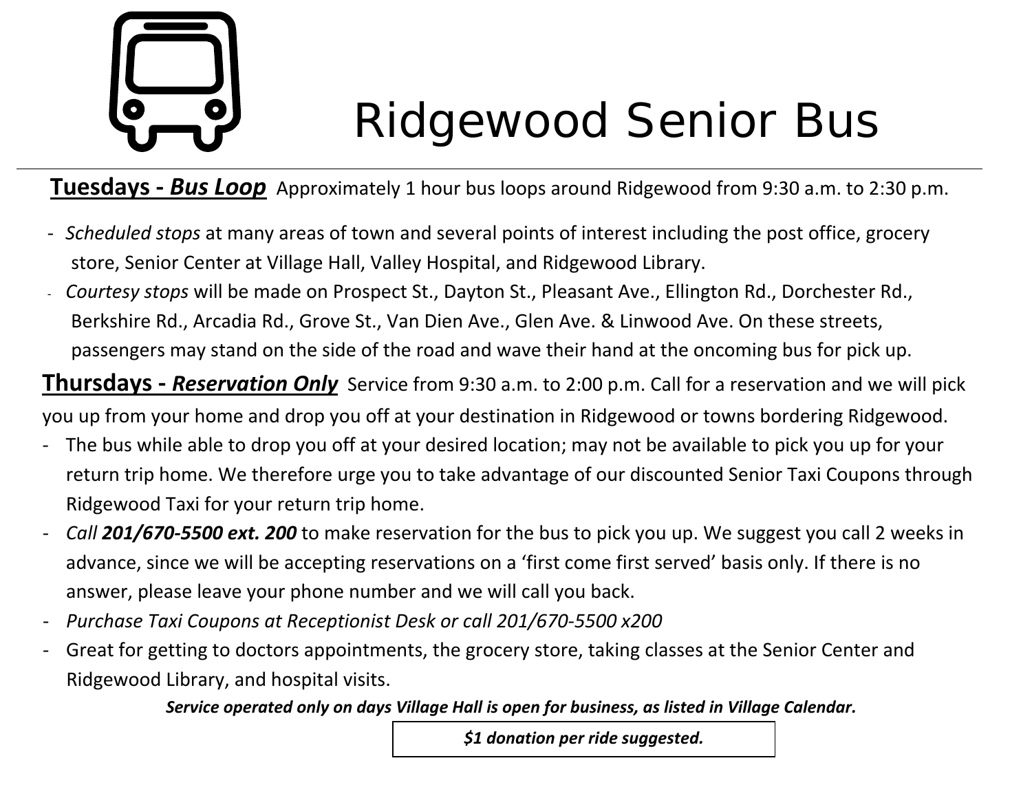# Ridgewood Senior Bus

**Tuesdays - *Bus Loop*** Approximately 1 hour bus loops around Ridgewood from 9:30 a.m. to 2:30 p.m.

- *Scheduled stops* at many areas of town and several points of interest including the post office, grocery store, Senior Center at Village Hall, Valley Hospital, and Ridgewood Library.
- *Courtesy stops* will be made on Prospect St., Dayton St., Pleasant Ave., Ellington Rd., Dorchester Rd., Berkshire Rd., Arcadia Rd., Grove St., Van Dien Ave., Glen Ave. & Linwood Ave. On these streets, passengers may stand on the side of the road and wave their hand at the oncoming bus for pick up.

**Thursdays - *Reservation Only*** Service from 9:30 a.m. to 2:00 p.m. Call for a reservation and we will pick you up from your home and drop you off at your destination in Ridgewood or towns bordering Ridgewood.

- The bus while able to drop you off at your desired location; may not be available to pick you up for your return trip home. We therefore urge you to take advantage of our discounted Senior Taxi Coupons through Ridgewood Taxi for your return trip home.
- *Call **201/670-5500 ext. 200*** to make reservation for the bus to pick you up. We suggest you call 2 weeks in advance, since we will be accepting reservations on a 'first come first served' basis only. If there is no answer, please leave your phone number and we will call you back.
- *Purchase Taxi Coupons at Receptionist Desk or call 201/670-5500 x200*
- Great for getting to doctors appointments, the grocery store, taking classes at the Senior Center and Ridgewood Library, and hospital visits.

***Service operated only on days Village Hall is open for business, as listed in Village Calendar.***

***$1 donation per ride suggested.***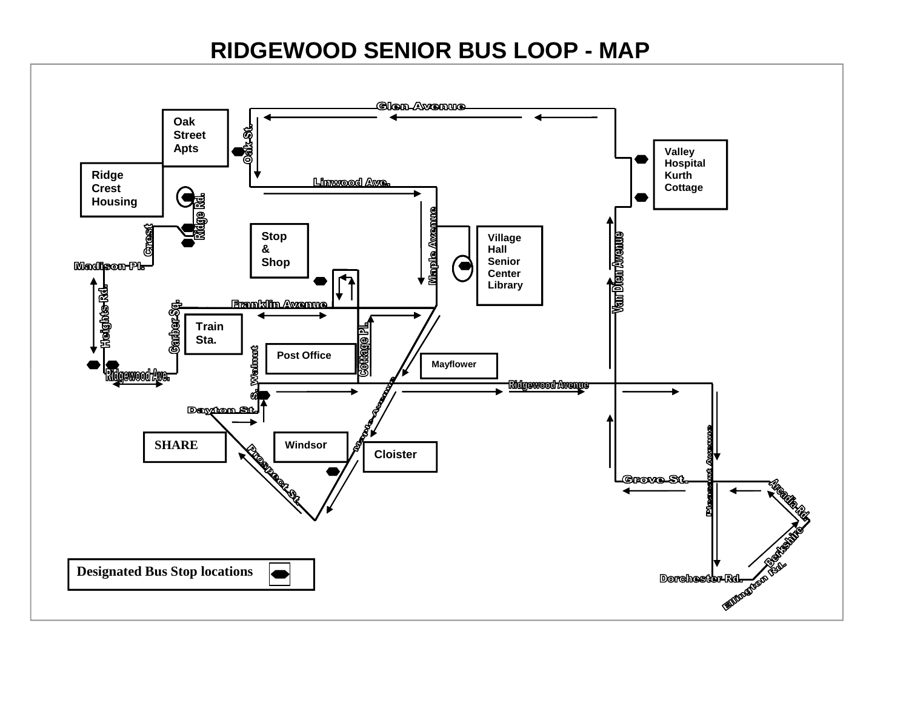# RIDGEWOOD SENIOR BUS LOOP - MAP

Glen Avenue

Oak Street Apts

Oak St.

Valley Hospital Kurth Cottage

Ridge Crest Housing

Linwood Ave.

Ridge Rd.

Crest

Stop & Shop

Maple Avenue

Village Hall Senior Center Library

Van Dien Avenue

Madison Pl.

Heights Rd.

Franklin Avenue

Garber Sq.

Train Sta.

Cottage Pl.

Post Office

Mayflower

S. Walnut

Ridgewood Ave.

Ridgewood Avenue

Dayton St.

Maple Avenue

SHARE

Windsor

Cloister

Prospect St.

Pleasant Avenue

Grove St.

Arcadia Rd.

Berkshire

Ellington Rd.

Dorchester Rd.

Designated Bus Stop locations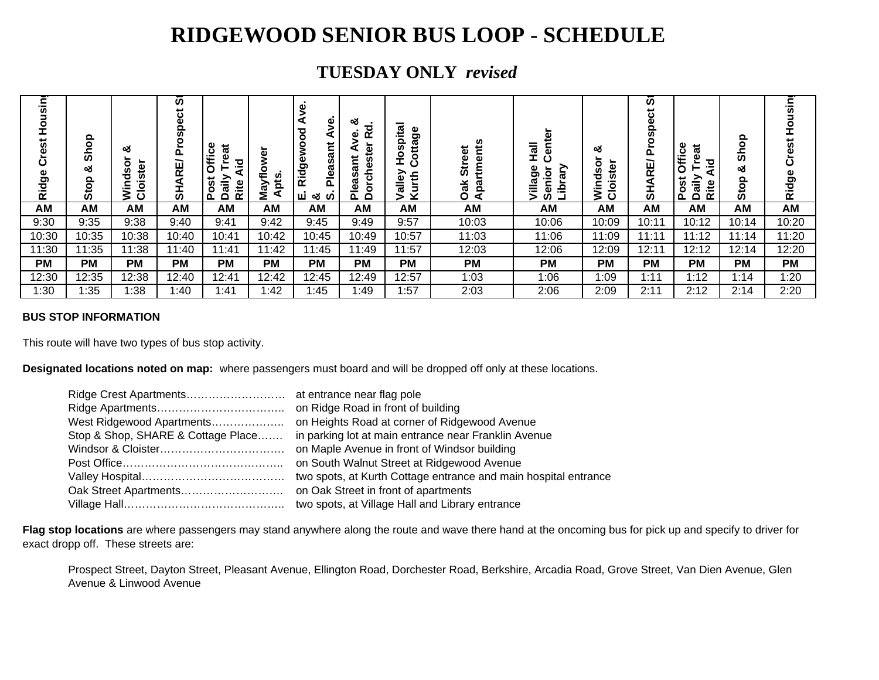# RIDGEWOOD SENIOR BUS LOOP - SCHEDULE

## TUESDAY ONLY *revised*

| Ridge Crest Housing | Stop & Shop | Windsor & Cloister | SHARE/ Prospect St | Post Office Daily Treat Rite Aid | Mayflower Apts. | E. Ridgewood Ave. & S. Pleasant Ave. | Pleasant Ave. & Dorchester Rd. | Valley Hospital Kurth Cottage | Oak Street Apartments | Village Hall Senior Center Library | Windsor & Cloister | SHARE/ Prospect St | Post Office Daily Treat Rite Aid | Stop & Shop | Ridge Crest Housing |
|---|---|---|---|---|---|---|---|---|---|---|---|---|---|---|---|
| **AM** | **AM** | **AM** | **AM** | **AM** | **AM** | **AM** | **AM** | **AM** | **AM** | **AM** | **AM** | **AM** | **AM** | **AM** | **AM** |
| 9:30 | 9:35 | 9:38 | 9:40 | 9:41 | 9:42 | 9:45 | 9:49 | 9:57 | 10:03 | 10:06 | 10:09 | 10:11 | 10:12 | 10:14 | 10:20 |
| 10:30 | 10:35 | 10:38 | 10:40 | 10:41 | 10:42 | 10:45 | 10:49 | 10:57 | 11:03 | 11:06 | 11:09 | 11:11 | 11:12 | 11:14 | 11:20 |
| 11:30 | 11:35 | 11:38 | 11:40 | 11:41 | 11:42 | 11:45 | 11:49 | 11:57 | 12:03 | 12:06 | 12:09 | 12:11 | 12:12 | 12:14 | 12:20 |
| **PM** | **PM** | **PM** | **PM** | **PM** | **PM** | **PM** | **PM** | **PM** | **PM** | **PM** | **PM** | **PM** | **PM** | **PM** | **PM** |
| 12:30 | 12:35 | 12:38 | 12:40 | 12:41 | 12:42 | 12:45 | 12:49 | 12:57 | 1:03 | 1:06 | 1:09 | 1:11 | 1:12 | 1:14 | 1:20 |
| 1:30 | 1:35 | 1:38 | 1:40 | 1:41 | 1:42 | 1:45 | 1:49 | 1:57 | 2:03 | 2:06 | 2:09 | 2:11 | 2:12 | 2:14 | 2:20 |

**BUS STOP INFORMATION**

This route will have two types of bus stop activity.

**Designated locations noted on map:** where passengers must board and will be dropped off only at these locations.

Ridge Crest Apartments……………………… at entrance near flag pole
Ridge Apartments…………………………….. on Ridge Road in front of building
West Ridgewood Apartments……………….. on Heights Road at corner of Ridgewood Avenue
Stop & Shop, SHARE & Cottage Place……. in parking lot at main entrance near Franklin Avenue
Windsor & Cloister……………………………. on Maple Avenue in front of Windsor building
Post Office…………………………………….. on South Walnut Street at Ridgewood Avenue
Valley Hospital………………………………… two spots, at Kurth Cottage entrance and main hospital entrance
Oak Street Apartments………………………. on Oak Street in front of apartments
Village Hall…………………………………….. two spots, at Village Hall and Library entrance

**Flag stop locations** are where passengers may stand anywhere along the route and wave there hand at the oncoming bus for pick up and specify to driver for exact dropp off. These streets are:

Prospect Street, Dayton Street, Pleasant Avenue, Ellington Road, Dorchester Road, Berkshire, Arcadia Road, Grove Street, Van Dien Avenue, Glen Avenue & Linwood Avenue